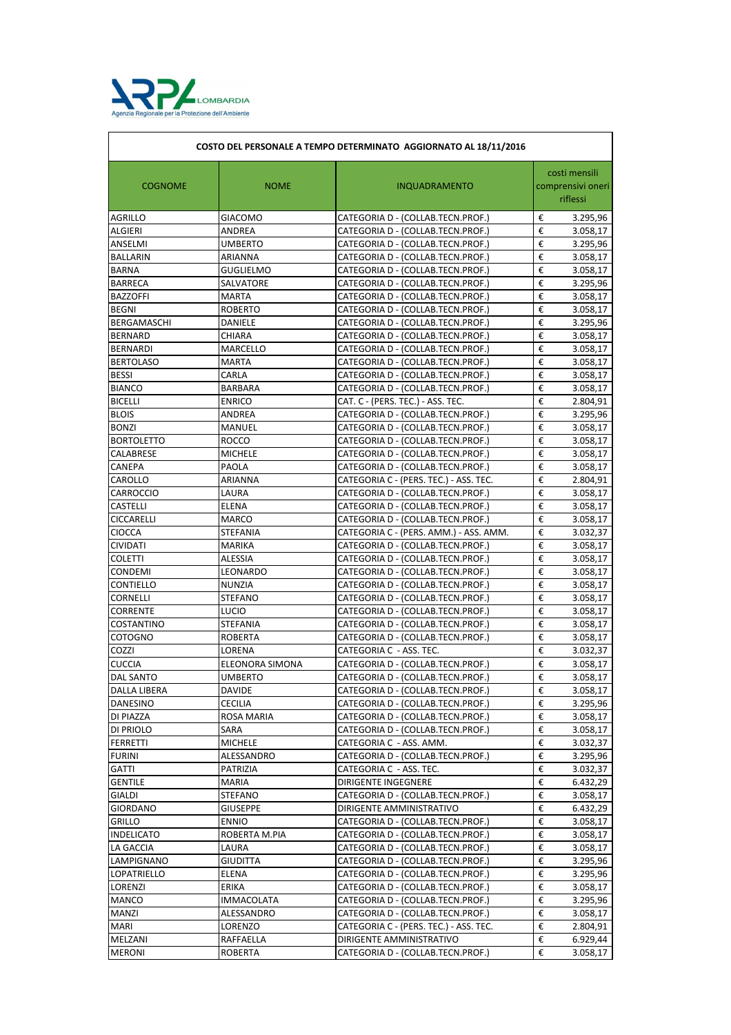ARPA LOMBARDIA
Agenzia Regionale per la Protezione dell'Ambiente

| COSTO DEL PERSONALE A TEMPO DETERMINATO AGGIORNATO AL 18/11/2016 | | | | |
|---|---|---|---|---|
| COGNOME | NOME | INQUADRAMENTO | costi mensili comprensivi oneri riflessi | |
| AGRILLO | GIACOMO | CATEGORIA D - (COLLAB.TECN.PROF.) | € | 3.295,96 |
| ALGIERI | ANDREA | CATEGORIA D - (COLLAB.TECN.PROF.) | € | 3.058,17 |
| ANSELMI | UMBERTO | CATEGORIA D - (COLLAB.TECN.PROF.) | € | 3.295,96 |
| BALLARIN | ARIANNA | CATEGORIA D - (COLLAB.TECN.PROF.) | € | 3.058,17 |
| BARNA | GUGLIELMO | CATEGORIA D - (COLLAB.TECN.PROF.) | € | 3.058,17 |
| BARRECA | SALVATORE | CATEGORIA D - (COLLAB.TECN.PROF.) | € | 3.295,96 |
| BAZZOFFI | MARTA | CATEGORIA D - (COLLAB.TECN.PROF.) | € | 3.058,17 |
| BEGNI | ROBERTO | CATEGORIA D - (COLLAB.TECN.PROF.) | € | 3.058,17 |
| BERGAMASCHI | DANIELE | CATEGORIA D - (COLLAB.TECN.PROF.) | € | 3.295,96 |
| BERNARD | CHIARA | CATEGORIA D - (COLLAB.TECN.PROF.) | € | 3.058,17 |
| BERNARDI | MARCELLO | CATEGORIA D - (COLLAB.TECN.PROF.) | € | 3.058,17 |
| BERTOLASO | MARTA | CATEGORIA D - (COLLAB.TECN.PROF.) | € | 3.058,17 |
| BESSI | CARLA | CATEGORIA D - (COLLAB.TECN.PROF.) | € | 3.058,17 |
| BIANCO | BARBARA | CATEGORIA D - (COLLAB.TECN.PROF.) | € | 3.058,17 |
| BICELLI | ENRICO | CAT. C - (PERS. TEC.) - ASS. TEC. | € | 2.804,91 |
| BLOIS | ANDREA | CATEGORIA D - (COLLAB.TECN.PROF.) | € | 3.295,96 |
| BONZI | MANUEL | CATEGORIA D - (COLLAB.TECN.PROF.) | € | 3.058,17 |
| BORTOLETTO | ROCCO | CATEGORIA D - (COLLAB.TECN.PROF.) | € | 3.058,17 |
| CALABRESE | MICHELE | CATEGORIA D - (COLLAB.TECN.PROF.) | € | 3.058,17 |
| CANEPA | PAOLA | CATEGORIA D - (COLLAB.TECN.PROF.) | € | 3.058,17 |
| CAROLLO | ARIANNA | CATEGORIA C - (PERS. TEC.) - ASS. TEC. | € | 2.804,91 |
| CARROCCIO | LAURA | CATEGORIA D - (COLLAB.TECN.PROF.) | € | 3.058,17 |
| CASTELLI | ELENA | CATEGORIA D - (COLLAB.TECN.PROF.) | € | 3.058,17 |
| CICCARELLI | MARCO | CATEGORIA D - (COLLAB.TECN.PROF.) | € | 3.058,17 |
| CIOCCA | STEFANIA | CATEGORIA C - (PERS. AMM.) - ASS. AMM. | € | 3.032,37 |
| CIVIDATI | MARIKA | CATEGORIA D - (COLLAB.TECN.PROF.) | € | 3.058,17 |
| COLETTI | ALESSIA | CATEGORIA D - (COLLAB.TECN.PROF.) | € | 3.058,17 |
| CONDEMI | LEONARDO | CATEGORIA D - (COLLAB.TECN.PROF.) | € | 3.058,17 |
| CONTIELLO | NUNZIA | CATEGORIA D - (COLLAB.TECN.PROF.) | € | 3.058,17 |
| CORNELLI | STEFANO | CATEGORIA D - (COLLAB.TECN.PROF.) | € | 3.058,17 |
| CORRENTE | LUCIO | CATEGORIA D - (COLLAB.TECN.PROF.) | € | 3.058,17 |
| COSTANTINO | STEFANIA | CATEGORIA D - (COLLAB.TECN.PROF.) | € | 3.058,17 |
| COTOGNO | ROBERTA | CATEGORIA D - (COLLAB.TECN.PROF.) | € | 3.058,17 |
| COZZI | LORENA | CATEGORIA C - ASS. TEC. | € | 3.032,37 |
| CUCCIA | ELEONORA SIMONA | CATEGORIA D - (COLLAB.TECN.PROF.) | € | 3.058,17 |
| DAL SANTO | UMBERTO | CATEGORIA D - (COLLAB.TECN.PROF.) | € | 3.058,17 |
| DALLA LIBERA | DAVIDE | CATEGORIA D - (COLLAB.TECN.PROF.) | € | 3.058,17 |
| DANESINO | CECILIA | CATEGORIA D - (COLLAB.TECN.PROF.) | € | 3.295,96 |
| DI PIAZZA | ROSA MARIA | CATEGORIA D - (COLLAB.TECN.PROF.) | € | 3.058,17 |
| DI PRIOLO | SARA | CATEGORIA D - (COLLAB.TECN.PROF.) | € | 3.058,17 |
| FERRETTI | MICHELE | CATEGORIA C - ASS. AMM. | € | 3.032,37 |
| FURINI | ALESSANDRO | CATEGORIA D - (COLLAB.TECN.PROF.) | € | 3.295,96 |
| GATTI | PATRIZIA | CATEGORIA C - ASS. TEC. | € | 3.032,37 |
| GENTILE | MARIA | DIRIGENTE INGEGNERE | € | 6.432,29 |
| GIALDI | STEFANO | CATEGORIA D - (COLLAB.TECN.PROF.) | € | 3.058,17 |
| GIORDANO | GIUSEPPE | DIRIGENTE AMMINISTRATIVO | € | 6.432,29 |
| GRILLO | ENNIO | CATEGORIA D - (COLLAB.TECN.PROF.) | € | 3.058,17 |
| INDELICATO | ROBERTA M.PIA | CATEGORIA D - (COLLAB.TECN.PROF.) | € | 3.058,17 |
| LA GACCIA | LAURA | CATEGORIA D - (COLLAB.TECN.PROF.) | € | 3.058,17 |
| LAMPIGNANO | GIUDITTA | CATEGORIA D - (COLLAB.TECN.PROF.) | € | 3.295,96 |
| LOPATRIELLO | ELENA | CATEGORIA D - (COLLAB.TECN.PROF.) | € | 3.295,96 |
| LORENZI | ERIKA | CATEGORIA D - (COLLAB.TECN.PROF.) | € | 3.058,17 |
| MANCO | IMMACOLATA | CATEGORIA D - (COLLAB.TECN.PROF.) | € | 3.295,96 |
| MANZI | ALESSANDRO | CATEGORIA D - (COLLAB.TECN.PROF.) | € | 3.058,17 |
| MARI | LORENZO | CATEGORIA C - (PERS. TEC.) - ASS. TEC. | € | 2.804,91 |
| MELZANI | RAFFAELLA | DIRIGENTE AMMINISTRATIVO | € | 6.929,44 |
| MERONI | ROBERTA | CATEGORIA D - (COLLAB.TECN.PROF.) | € | 3.058,17 |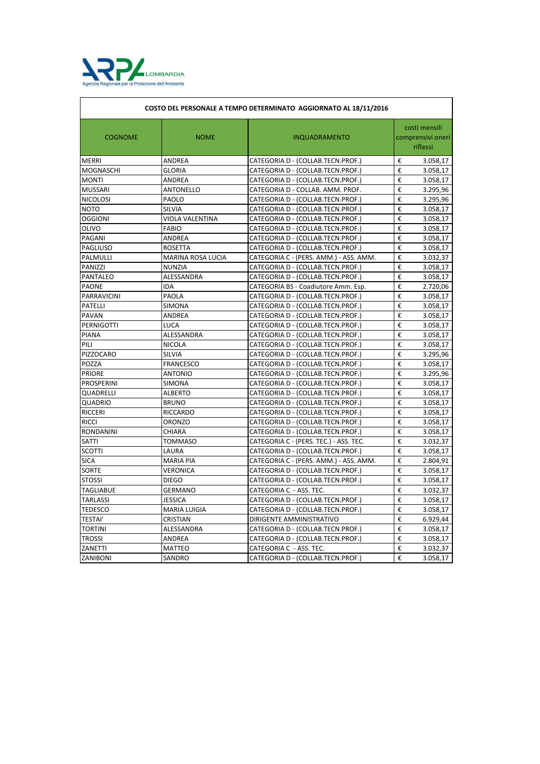**COSTO DEL PERSONALE A TEMPO DETERMINATO AGGIORNATO AL 18/11/2016**

| COGNOME | NOME | INQUADRAMENTO | costi mensili comprensivi oneri riflessi |
|---|---|---|---|
| MERRI | ANDREA | CATEGORIA D - (COLLAB.TECN.PROF.) | € 3.058,17 |
| MOGNASCHI | GLORIA | CATEGORIA D - (COLLAB.TECN.PROF.) | € 3.058,17 |
| MONTI | ANDREA | CATEGORIA D - (COLLAB.TECN.PROF.) | € 3.058,17 |
| MUSSARI | ANTONELLO | CATEGORIA D - COLLAB. AMM. PROF. | € 3.295,96 |
| NICOLOSI | PAOLO | CATEGORIA D - (COLLAB.TECN.PROF.) | € 3.295,96 |
| NOTO | SILVIA | CATEGORIA D - (COLLAB.TECN.PROF.) | € 3.058,17 |
| OGGIONI | VIOLA VALENTINA | CATEGORIA D - (COLLAB.TECN.PROF.) | € 3.058,17 |
| OLIVO | FABIO | CATEGORIA D - (COLLAB.TECN.PROF.) | € 3.058,17 |
| PAGANI | ANDREA | CATEGORIA D - (COLLAB.TECN.PROF.) | € 3.058,17 |
| PAGLIUSO | ROSETTA | CATEGORIA D - (COLLAB.TECN.PROF.) | € 3.058,17 |
| PALMULLI | MARINA ROSA LUCIA | CATEGORIA C - (PERS. AMM.) - ASS. AMM. | € 3.032,37 |
| PANIZZI | NUNZIA | CATEGORIA D - (COLLAB.TECN.PROF.) | € 3.058,17 |
| PANTALEO | ALESSANDRA | CATEGORIA D - (COLLAB.TECN.PROF.) | € 3.058,17 |
| PAONE | IDA | CATEGORIA BS - Coadiutore Amm. Esp. | € 2.720,06 |
| PARRAVICINI | PAOLA | CATEGORIA D - (COLLAB.TECN.PROF.) | € 3.058,17 |
| PATELLI | SIMONA | CATEGORIA D - (COLLAB.TECN.PROF.) | € 3.058,17 |
| PAVAN | ANDREA | CATEGORIA D - (COLLAB.TECN.PROF.) | € 3.058,17 |
| PERNIGOTTI | LUCA | CATEGORIA D - (COLLAB.TECN.PROF.) | € 3.058,17 |
| PIANA | ALESSANDRA | CATEGORIA D - (COLLAB.TECN.PROF.) | € 3.058,17 |
| PILI | NICOLA | CATEGORIA D - (COLLAB.TECN.PROF.) | € 3.058,17 |
| PIZZOCARO | SILVIA | CATEGORIA D - (COLLAB.TECN.PROF.) | € 3.295,96 |
| POZZA | FRANCESCO | CATEGORIA D - (COLLAB.TECN.PROF.) | € 3.058,17 |
| PRIORE | ANTONIO | CATEGORIA D - (COLLAB.TECN.PROF.) | € 3.295,96 |
| PROSPERINI | SIMONA | CATEGORIA D - (COLLAB.TECN.PROF.) | € 3.058,17 |
| QUADRELLI | ALBERTO | CATEGORIA D - (COLLAB.TECN.PROF.) | € 3.058,17 |
| QUADRIO | BRUNO | CATEGORIA D - (COLLAB.TECN.PROF.) | € 3.058,17 |
| RICCERI | RICCARDO | CATEGORIA D - (COLLAB.TECN.PROF.) | € 3.058,17 |
| RICCI | ORONZO | CATEGORIA D - (COLLAB.TECN.PROF.) | € 3.058,17 |
| RONDANINI | CHIARA | CATEGORIA D - (COLLAB.TECN.PROF.) | € 3.058,17 |
| SATTI | TOMMASO | CATEGORIA C - (PERS. TEC.) - ASS. TEC. | € 3.032,37 |
| SCOTTI | LAURA | CATEGORIA D - (COLLAB.TECN.PROF.) | € 3.058,17 |
| SICA | MARIA PIA | CATEGORIA C - (PERS. AMM.) - ASS. AMM. | € 2.804,91 |
| SORTE | VERONICA | CATEGORIA D - (COLLAB.TECN.PROF.) | € 3.058,17 |
| STOSSI | DIEGO | CATEGORIA D - (COLLAB.TECN.PROF.) | € 3.058,17 |
| TAGLIABUE | GERMANO | CATEGORIA C - ASS. TEC. | € 3.032,37 |
| TARLASSI | JESSICA | CATEGORIA D - (COLLAB.TECN.PROF.) | € 3.058,17 |
| TEDESCO | MARIA LUIGIA | CATEGORIA D - (COLLAB.TECN.PROF.) | € 3.058,17 |
| TESTAI' | CRISTIAN | DIRIGENTE AMMINISTRATIVO | € 6.929,44 |
| TORTINI | ALESSANDRA | CATEGORIA D - (COLLAB.TECN.PROF.) | € 3.058,17 |
| TROSSI | ANDREA | CATEGORIA D - (COLLAB.TECN.PROF.) | € 3.058,17 |
| ZANETTI | MATTEO | CATEGORIA C - ASS. TEC. | € 3.032,37 |
| ZANIBONI | SANDRO | CATEGORIA D - (COLLAB.TECN.PROF.) | € 3.058,17 |